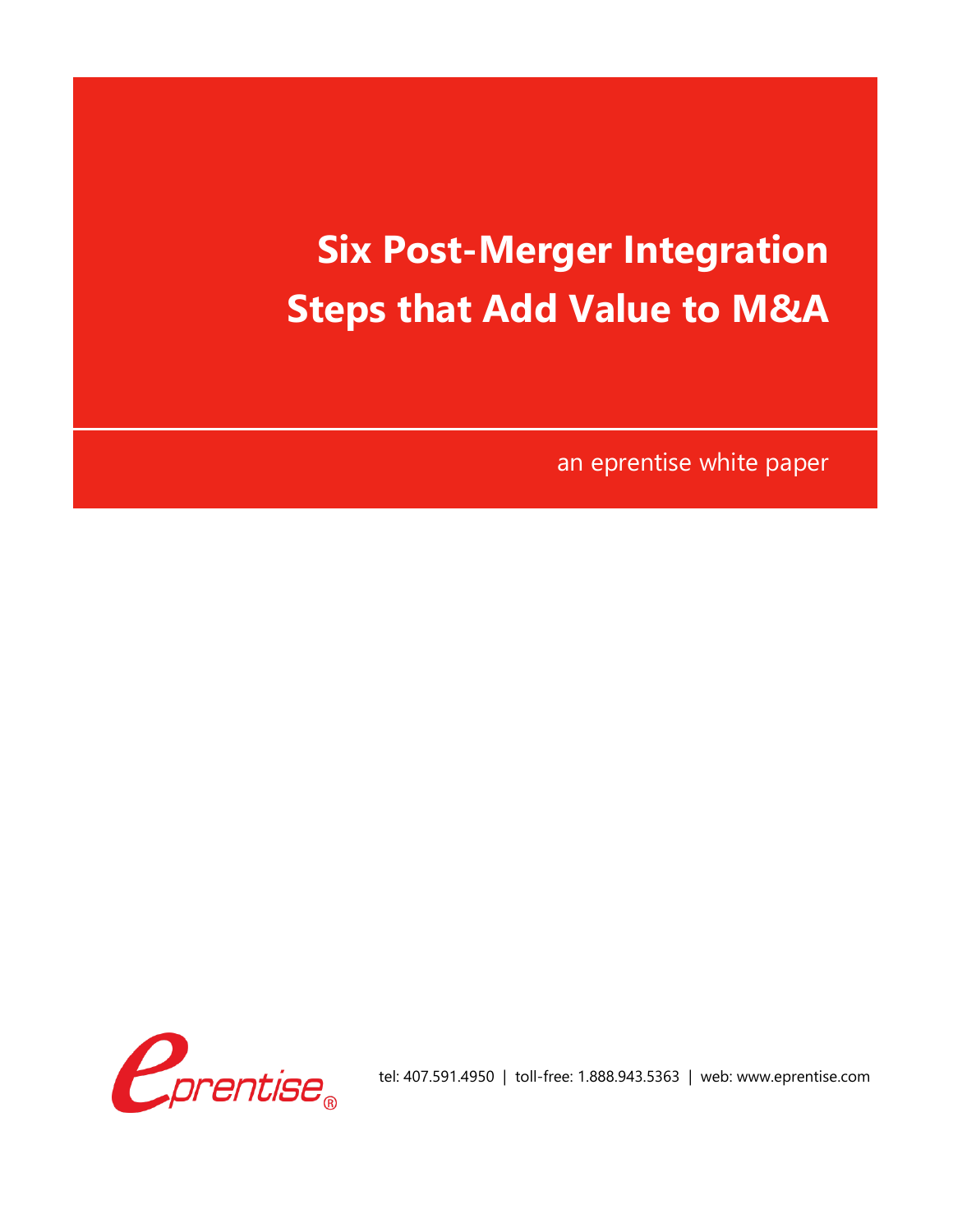# Six Post-Merger Integration Steps that Add Value to M&A

an eprentise white paper

tel: 407.591.4950 | toll-free: 1.888.943.5363 | web: www.eprentise.com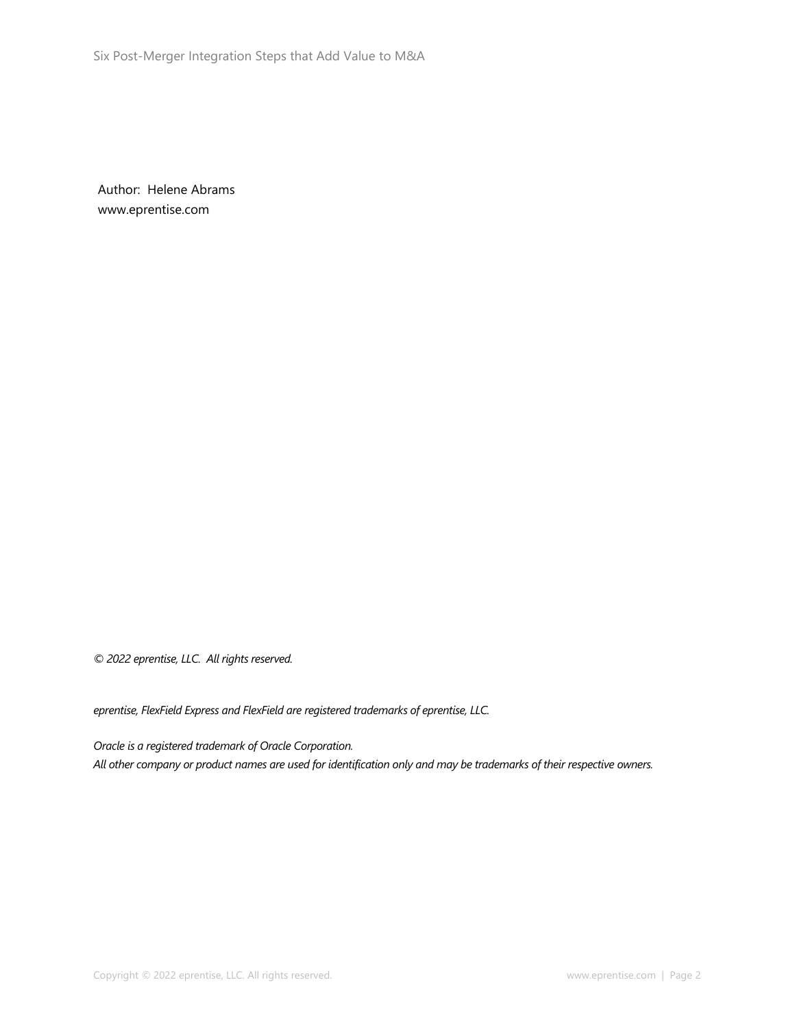Author: Helene Abrams
www.eprentise.com

*© 2022 eprentise, LLC. All rights reserved.*

*eprentise, FlexField Express and FlexField are registered trademarks of eprentise, LLC.*

*Oracle is a registered trademark of Oracle Corporation.*
*All other company or product names are used for identification only and may be trademarks of their respective owners.*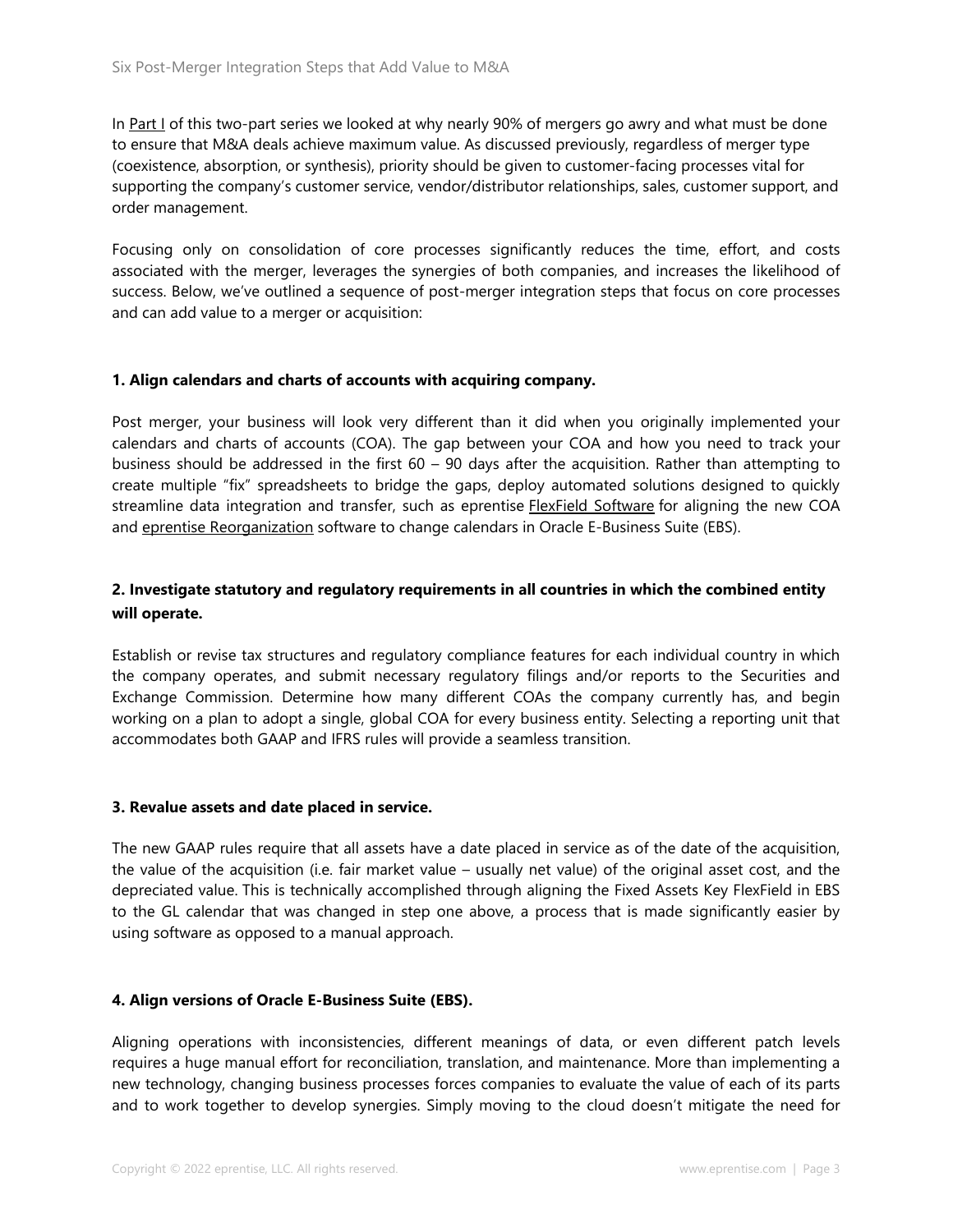In Part I of this two-part series we looked at why nearly 90% of mergers go awry and what must be done to ensure that M&A deals achieve maximum value. As discussed previously, regardless of merger type (coexistence, absorption, or synthesis), priority should be given to customer-facing processes vital for supporting the company's customer service, vendor/distributor relationships, sales, customer support, and order management.

Focusing only on consolidation of core processes significantly reduces the time, effort, and costs associated with the merger, leverages the synergies of both companies, and increases the likelihood of success. Below, we've outlined a sequence of post-merger integration steps that focus on core processes and can add value to a merger or acquisition:

### 1. Align calendars and charts of accounts with acquiring company.

Post merger, your business will look very different than it did when you originally implemented your calendars and charts of accounts (COA). The gap between your COA and how you need to track your business should be addressed in the first 60 – 90 days after the acquisition. Rather than attempting to create multiple "fix" spreadsheets to bridge the gaps, deploy automated solutions designed to quickly streamline data integration and transfer, such as eprentise FlexField Software for aligning the new COA and eprentise Reorganization software to change calendars in Oracle E-Business Suite (EBS).

### 2. Investigate statutory and regulatory requirements in all countries in which the combined entity will operate.

Establish or revise tax structures and regulatory compliance features for each individual country in which the company operates, and submit necessary regulatory filings and/or reports to the Securities and Exchange Commission. Determine how many different COAs the company currently has, and begin working on a plan to adopt a single, global COA for every business entity. Selecting a reporting unit that accommodates both GAAP and IFRS rules will provide a seamless transition.

### 3. Revalue assets and date placed in service.

The new GAAP rules require that all assets have a date placed in service as of the date of the acquisition, the value of the acquisition (i.e. fair market value – usually net value) of the original asset cost, and the depreciated value. This is technically accomplished through aligning the Fixed Assets Key FlexField in EBS to the GL calendar that was changed in step one above, a process that is made significantly easier by using software as opposed to a manual approach.

### 4. Align versions of Oracle E-Business Suite (EBS).

Aligning operations with inconsistencies, different meanings of data, or even different patch levels requires a huge manual effort for reconciliation, translation, and maintenance. More than implementing a new technology, changing business processes forces companies to evaluate the value of each of its parts and to work together to develop synergies. Simply moving to the cloud doesn't mitigate the need for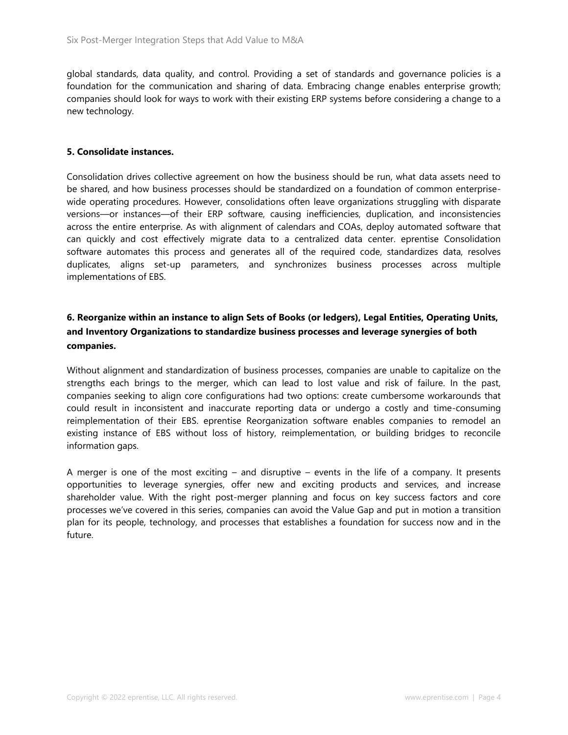global standards, data quality, and control. Providing a set of standards and governance policies is a foundation for the communication and sharing of data. Embracing change enables enterprise growth; companies should look for ways to work with their existing ERP systems before considering a change to a new technology.

**5. Consolidate instances.**

Consolidation drives collective agreement on how the business should be run, what data assets need to be shared, and how business processes should be standardized on a foundation of common enterprise-wide operating procedures. However, consolidations often leave organizations struggling with disparate versions—or instances—of their ERP software, causing inefficiencies, duplication, and inconsistencies across the entire enterprise. As with alignment of calendars and COAs, deploy automated software that can quickly and cost effectively migrate data to a centralized data center. eprentise Consolidation software automates this process and generates all of the required code, standardizes data, resolves duplicates, aligns set-up parameters, and synchronizes business processes across multiple implementations of EBS.

**6. Reorganize within an instance to align Sets of Books (or ledgers), Legal Entities, Operating Units, and Inventory Organizations to standardize business processes and leverage synergies of both companies.**

Without alignment and standardization of business processes, companies are unable to capitalize on the strengths each brings to the merger, which can lead to lost value and risk of failure. In the past, companies seeking to align core configurations had two options: create cumbersome workarounds that could result in inconsistent and inaccurate reporting data or undergo a costly and time-consuming reimplementation of their EBS. eprentise Reorganization software enables companies to remodel an existing instance of EBS without loss of history, reimplementation, or building bridges to reconcile information gaps.

A merger is one of the most exciting – and disruptive – events in the life of a company. It presents opportunities to leverage synergies, offer new and exciting products and services, and increase shareholder value. With the right post-merger planning and focus on key success factors and core processes we've covered in this series, companies can avoid the Value Gap and put in motion a transition plan for its people, technology, and processes that establishes a foundation for success now and in the future.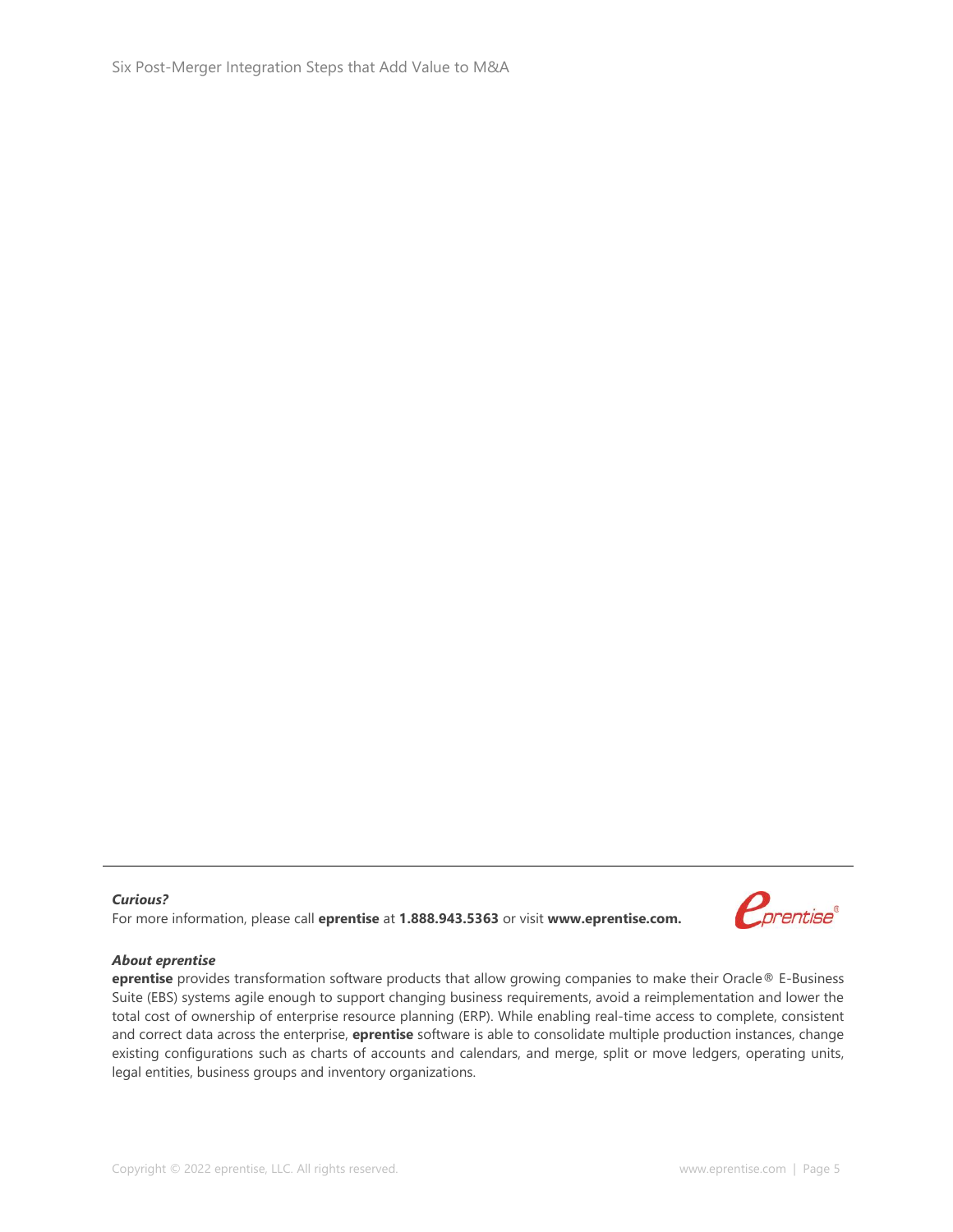***Curious?***

For more information, please call **eprentise** at **1.888.943.5363** or visit **www.eprentise.com.**

***About eprentise***

**eprentise** provides transformation software products that allow growing companies to make their Oracle® E-Business Suite (EBS) systems agile enough to support changing business requirements, avoid a reimplementation and lower the total cost of ownership of enterprise resource planning (ERP). While enabling real-time access to complete, consistent and correct data across the enterprise, **eprentise** software is able to consolidate multiple production instances, change existing configurations such as charts of accounts and calendars, and merge, split or move ledgers, operating units, legal entities, business groups and inventory organizations.

Copyright © 2022 eprentise, LLC. All rights reserved.